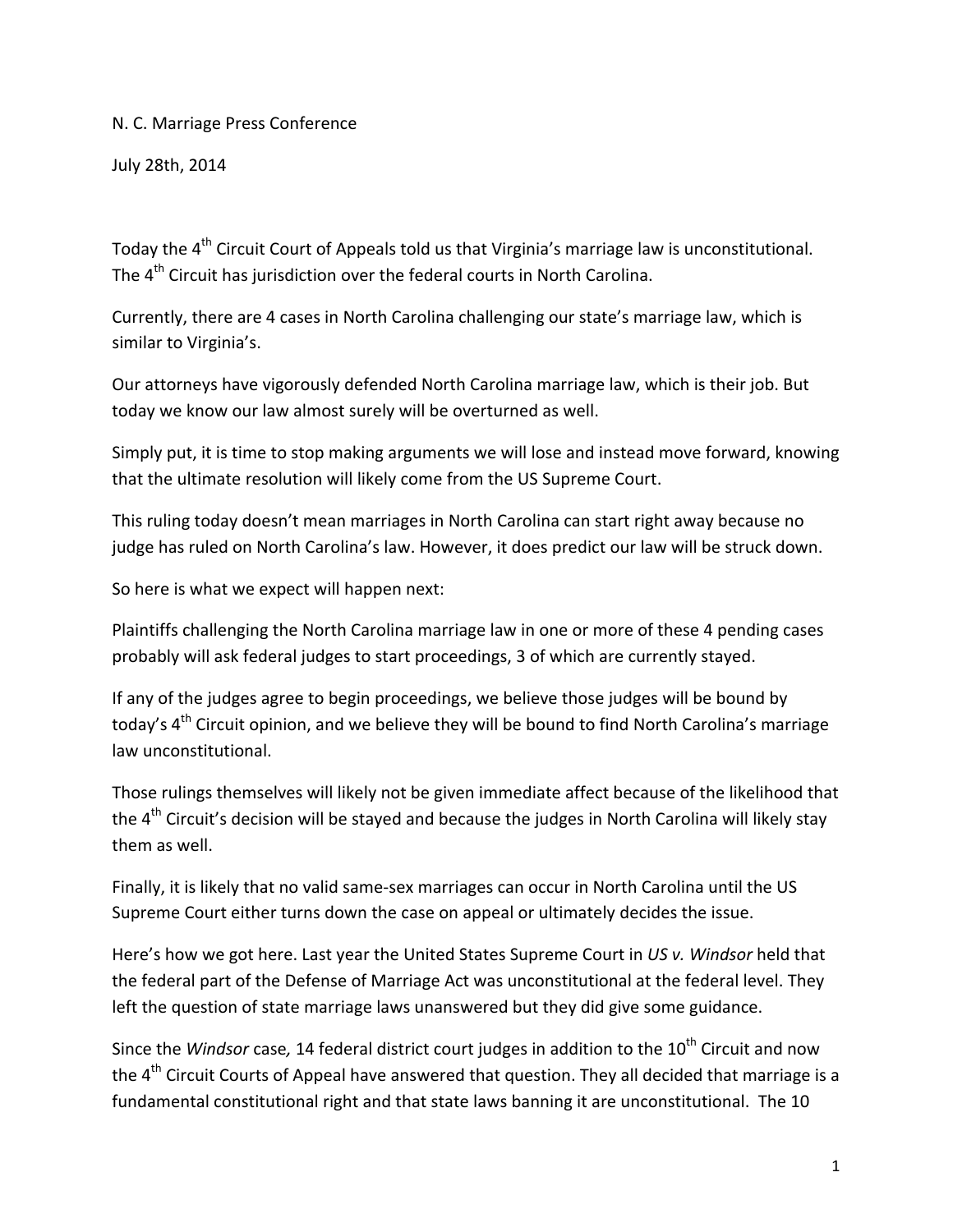N. C. Marriage Press Conference

July 28th, 2014

Today the 4th Circuit Court of Appeals told us that Virginia's marriage law is unconstitutional. The 4th Circuit has jurisdiction over the federal courts in North Carolina.

Currently, there are 4 cases in North Carolina challenging our state's marriage law, which is similar to Virginia's.

Our attorneys have vigorously defended North Carolina marriage law, which is their job. But today we know our law almost surely will be overturned as well.

Simply put, it is time to stop making arguments we will lose and instead move forward, knowing that the ultimate resolution will likely come from the US Supreme Court.

This ruling today doesn't mean marriages in North Carolina can start right away because no judge has ruled on North Carolina's law. However, it does predict our law will be struck down.

So here is what we expect will happen next:

Plaintiffs challenging the North Carolina marriage law in one or more of these 4 pending cases probably will ask federal judges to start proceedings, 3 of which are currently stayed.

If any of the judges agree to begin proceedings, we believe those judges will be bound by today's 4th Circuit opinion, and we believe they will be bound to find North Carolina's marriage law unconstitutional.

Those rulings themselves will likely not be given immediate affect because of the likelihood that the 4th Circuit's decision will be stayed and because the judges in North Carolina will likely stay them as well.

Finally, it is likely that no valid same-sex marriages can occur in North Carolina until the US Supreme Court either turns down the case on appeal or ultimately decides the issue.

Here's how we got here. Last year the United States Supreme Court in *US v. Windsor* held that the federal part of the Defense of Marriage Act was unconstitutional at the federal level. They left the question of state marriage laws unanswered but they did give some guidance.

Since the *Windsor* case, 14 federal district court judges in addition to the 10th Circuit and now the 4th Circuit Courts of Appeal have answered that question. They all decided that marriage is a fundamental constitutional right and that state laws banning it are unconstitutional. The 10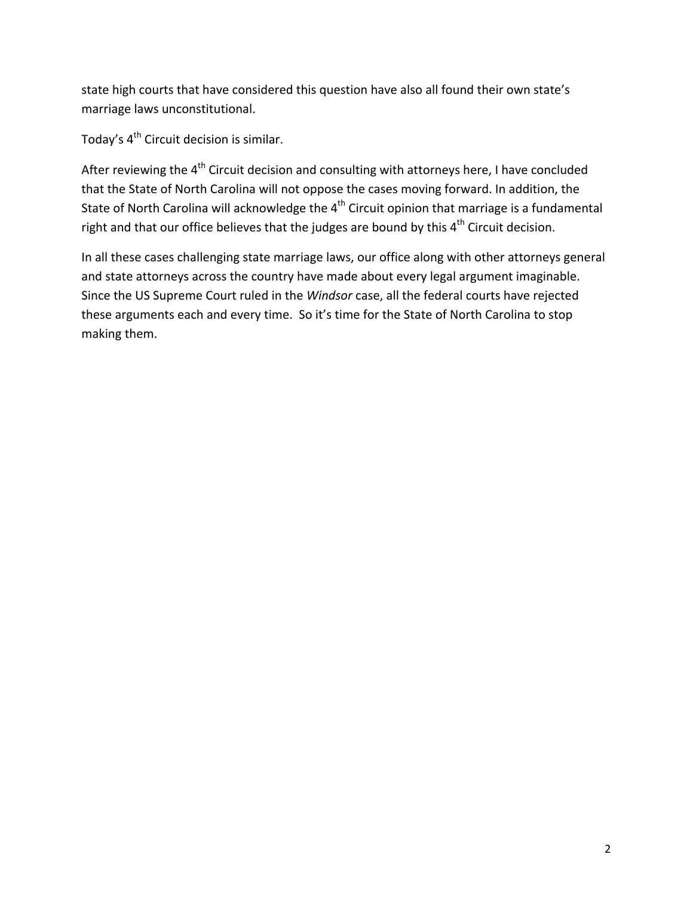state high courts that have considered this question have also all found their own state's marriage laws unconstitutional.

Today's 4th Circuit decision is similar.

After reviewing the 4th Circuit decision and consulting with attorneys here, I have concluded that the State of North Carolina will not oppose the cases moving forward. In addition, the State of North Carolina will acknowledge the 4th Circuit opinion that marriage is a fundamental right and that our office believes that the judges are bound by this 4th Circuit decision.

In all these cases challenging state marriage laws, our office along with other attorneys general and state attorneys across the country have made about every legal argument imaginable. Since the US Supreme Court ruled in the *Windsor* case, all the federal courts have rejected these arguments each and every time. So it's time for the State of North Carolina to stop making them.